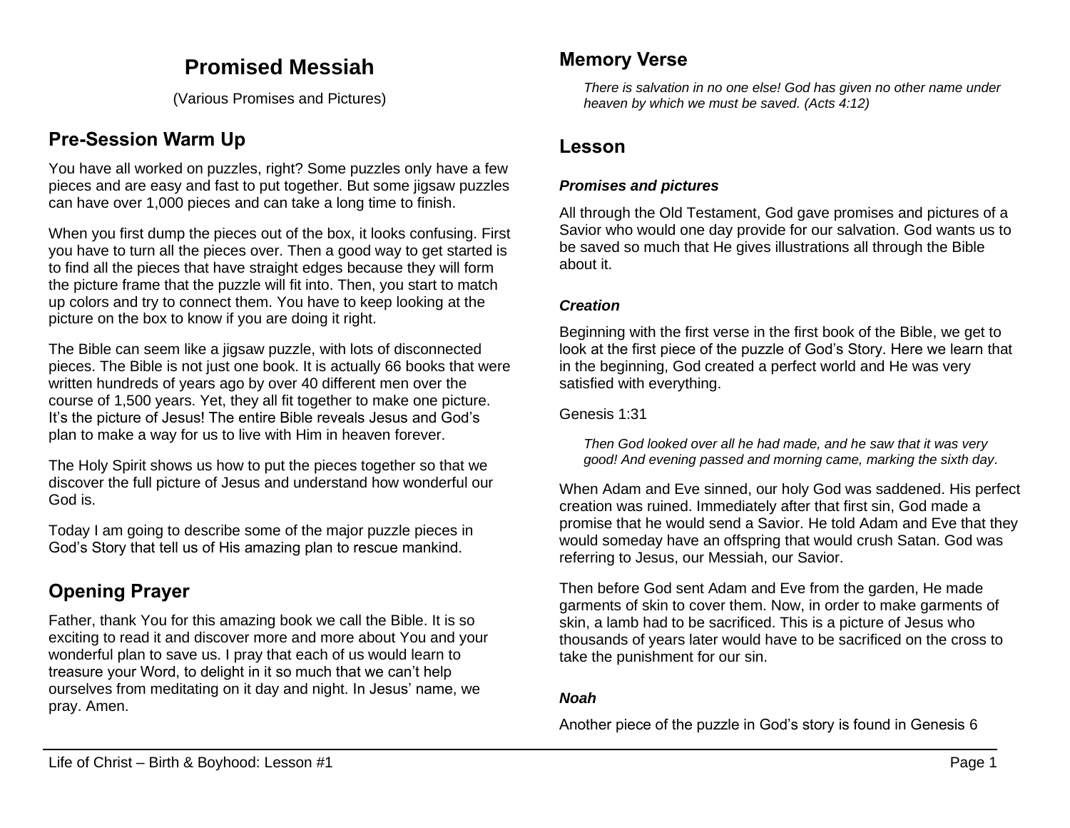# Promised Messiah

(Various Promises and Pictures)

## Pre-Session Warm Up

You have all worked on puzzles, right? Some puzzles only have a few pieces and are easy and fast to put together. But some jigsaw puzzles can have over 1,000 pieces and can take a long time to finish.

When you first dump the pieces out of the box, it looks confusing. First you have to turn all the pieces over. Then a good way to get started is to find all the pieces that have straight edges because they will form the picture frame that the puzzle will fit into. Then, you start to match up colors and try to connect them. You have to keep looking at the picture on the box to know if you are doing it right.

The Bible can seem like a jigsaw puzzle, with lots of disconnected pieces. The Bible is not just one book. It is actually 66 books that were written hundreds of years ago by over 40 different men over the course of 1,500 years. Yet, they all fit together to make one picture. It's the picture of Jesus! The entire Bible reveals Jesus and God's plan to make a way for us to live with Him in heaven forever.

The Holy Spirit shows us how to put the pieces together so that we discover the full picture of Jesus and understand how wonderful our God is.

Today I am going to describe some of the major puzzle pieces in God's Story that tell us of His amazing plan to rescue mankind.

## Opening Prayer

Father, thank You for this amazing book we call the Bible. It is so exciting to read it and discover more and more about You and your wonderful plan to save us. I pray that each of us would learn to treasure your Word, to delight in it so much that we can't help ourselves from meditating on it day and night. In Jesus' name, we pray. Amen.

## Memory Verse

> *There is salvation in no one else! God has given no other name under heaven by which we must be saved. (Acts 4:12)*

## Lesson

### *Promises and pictures*

All through the Old Testament, God gave promises and pictures of a Savior who would one day provide for our salvation. God wants us to be saved so much that He gives illustrations all through the Bible about it.

### *Creation*

Beginning with the first verse in the first book of the Bible, we get to look at the first piece of the puzzle of God's Story. Here we learn that in the beginning, God created a perfect world and He was very satisfied with everything.

Genesis 1:31

> *Then God looked over all he had made, and he saw that it was very good! And evening passed and morning came, marking the sixth day.*

When Adam and Eve sinned, our holy God was saddened. His perfect creation was ruined. Immediately after that first sin, God made a promise that he would send a Savior. He told Adam and Eve that they would someday have an offspring that would crush Satan. God was referring to Jesus, our Messiah, our Savior.

Then before God sent Adam and Eve from the garden, He made garments of skin to cover them. Now, in order to make garments of skin, a lamb had to be sacrificed. This is a picture of Jesus who thousands of years later would have to be sacrificed on the cross to take the punishment for our sin.

### *Noah*

Another piece of the puzzle in God's story is found in Genesis 6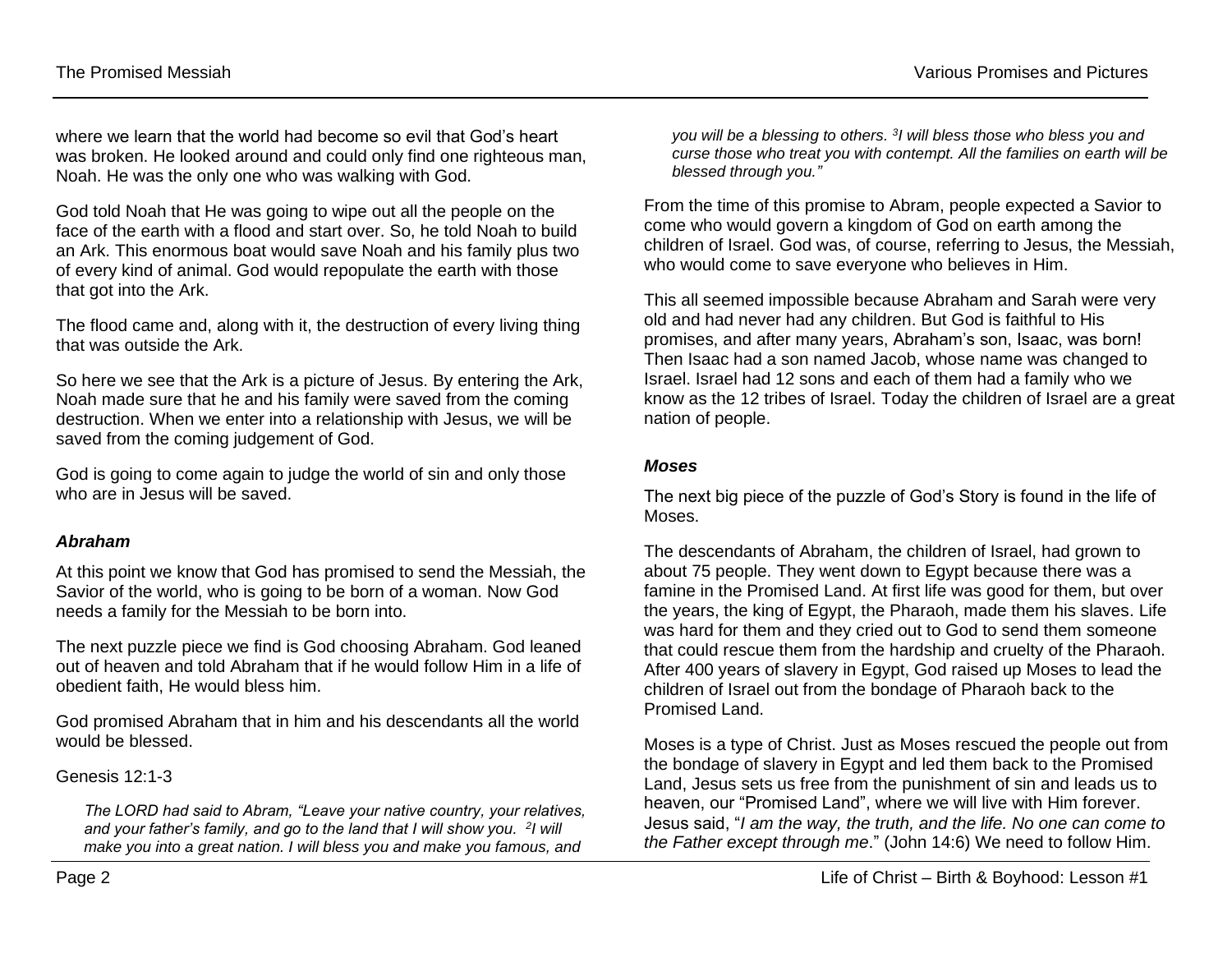where we learn that the world had become so evil that God's heart was broken. He looked around and could only find one righteous man, Noah. He was the only one who was walking with God.

God told Noah that He was going to wipe out all the people on the face of the earth with a flood and start over. So, he told Noah to build an Ark. This enormous boat would save Noah and his family plus two of every kind of animal. God would repopulate the earth with those that got into the Ark.

The flood came and, along with it, the destruction of every living thing that was outside the Ark.

So here we see that the Ark is a picture of Jesus. By entering the Ark, Noah made sure that he and his family were saved from the coming destruction. When we enter into a relationship with Jesus, we will be saved from the coming judgement of God.

God is going to come again to judge the world of sin and only those who are in Jesus will be saved.

### *Abraham*

At this point we know that God has promised to send the Messiah, the Savior of the world, who is going to be born of a woman. Now God needs a family for the Messiah to be born into.

The next puzzle piece we find is God choosing Abraham. God leaned out of heaven and told Abraham that if he would follow Him in a life of obedient faith, He would bless him.

God promised Abraham that in him and his descendants all the world would be blessed.

Genesis 12:1-3

> *The LORD had said to Abram, "Leave your native country, your relatives, and your father's family, and go to the land that I will show you. [2]I will make you into a great nation. I will bless you and make you famous, and you will be a blessing to others. [3]I will bless those who bless you and curse those who treat you with contempt. All the families on earth will be blessed through you."*

From the time of this promise to Abram, people expected a Savior to come who would govern a kingdom of God on earth among the children of Israel. God was, of course, referring to Jesus, the Messiah, who would come to save everyone who believes in Him.

This all seemed impossible because Abraham and Sarah were very old and had never had any children. But God is faithful to His promises, and after many years, Abraham's son, Isaac, was born! Then Isaac had a son named Jacob, whose name was changed to Israel. Israel had 12 sons and each of them had a family who we know as the 12 tribes of Israel. Today the children of Israel are a great nation of people.

### *Moses*

The next big piece of the puzzle of God's Story is found in the life of Moses.

The descendants of Abraham, the children of Israel, had grown to about 75 people. They went down to Egypt because there was a famine in the Promised Land. At first life was good for them, but over the years, the king of Egypt, the Pharaoh, made them his slaves. Life was hard for them and they cried out to God to send them someone that could rescue them from the hardship and cruelty of the Pharaoh. After 400 years of slavery in Egypt, God raised up Moses to lead the children of Israel out from the bondage of Pharaoh back to the Promised Land.

Moses is a type of Christ. Just as Moses rescued the people out from the bondage of slavery in Egypt and led them back to the Promised Land, Jesus sets us free from the punishment of sin and leads us to heaven, our "Promised Land", where we will live with Him forever. Jesus said, "*I am the way, the truth, and the life. No one can come to the Father except through me*." (John 14:6) We need to follow Him.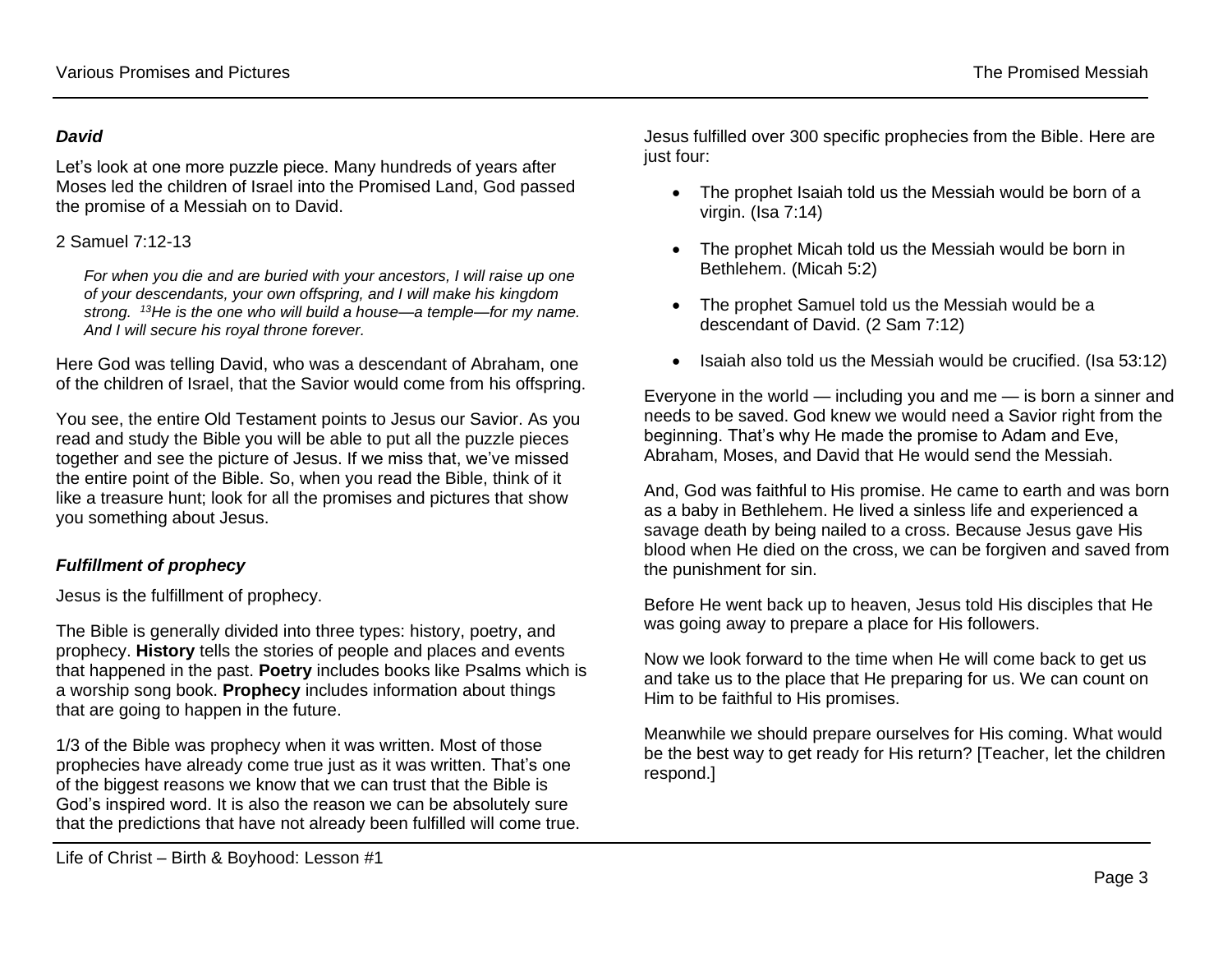### *David*

Let's look at one more puzzle piece. Many hundreds of years after Moses led the children of Israel into the Promised Land, God passed the promise of a Messiah on to David.

2 Samuel 7:12-13

> *For when you die and are buried with your ancestors, I will raise up one of your descendants, your own offspring, and I will make his kingdom strong. 13He is the one who will build a house—a temple—for my name. And I will secure his royal throne forever.*

Here God was telling David, who was a descendant of Abraham, one of the children of Israel, that the Savior would come from his offspring.

You see, the entire Old Testament points to Jesus our Savior. As you read and study the Bible you will be able to put all the puzzle pieces together and see the picture of Jesus. If we miss that, we've missed the entire point of the Bible. So, when you read the Bible, think of it like a treasure hunt; look for all the promises and pictures that show you something about Jesus.

### *Fulfillment of prophecy*

Jesus is the fulfillment of prophecy.

The Bible is generally divided into three types: history, poetry, and prophecy. **History** tells the stories of people and places and events that happened in the past. **Poetry** includes books like Psalms which is a worship song book. **Prophecy** includes information about things that are going to happen in the future.

1/3 of the Bible was prophecy when it was written. Most of those prophecies have already come true just as it was written. That's one of the biggest reasons we know that we can trust that the Bible is God's inspired word. It is also the reason we can be absolutely sure that the predictions that have not already been fulfilled will come true.

Jesus fulfilled over 300 specific prophecies from the Bible. Here are just four:

- The prophet Isaiah told us the Messiah would be born of a virgin. (Isa 7:14)
- The prophet Micah told us the Messiah would be born in Bethlehem. (Micah 5:2)
- The prophet Samuel told us the Messiah would be a descendant of David. (2 Sam 7:12)
- Isaiah also told us the Messiah would be crucified. (Isa 53:12)

Everyone in the world — including you and me — is born a sinner and needs to be saved. God knew we would need a Savior right from the beginning. That's why He made the promise to Adam and Eve, Abraham, Moses, and David that He would send the Messiah.

And, God was faithful to His promise. He came to earth and was born as a baby in Bethlehem. He lived a sinless life and experienced a savage death by being nailed to a cross. Because Jesus gave His blood when He died on the cross, we can be forgiven and saved from the punishment for sin.

Before He went back up to heaven, Jesus told His disciples that He was going away to prepare a place for His followers.

Now we look forward to the time when He will come back to get us and take us to the place that He preparing for us. We can count on Him to be faithful to His promises.

Meanwhile we should prepare ourselves for His coming. What would be the best way to get ready for His return? [Teacher, let the children respond.]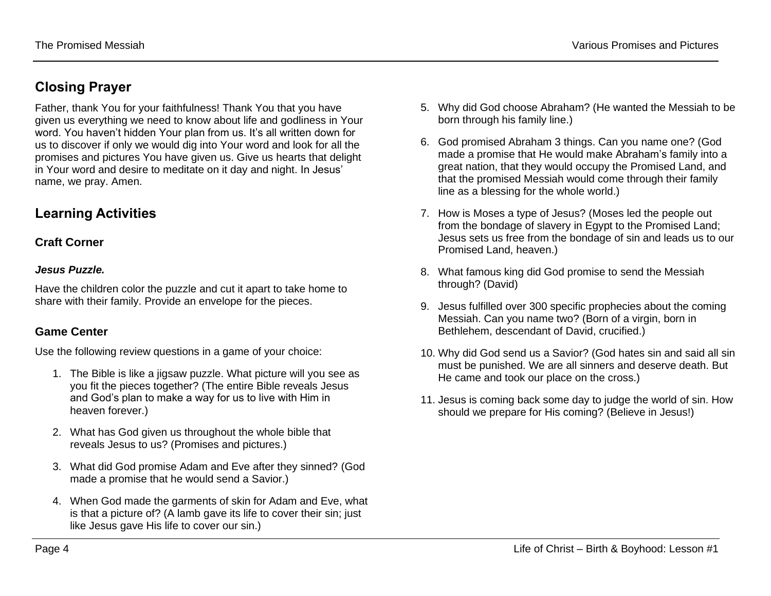## Closing Prayer

Father, thank You for your faithfulness! Thank You that you have given us everything we need to know about life and godliness in Your word. You haven't hidden Your plan from us. It's all written down for us to discover if only we would dig into Your word and look for all the promises and pictures You have given us. Give us hearts that delight in Your word and desire to meditate on it day and night. In Jesus' name, we pray. Amen.

## Learning Activities

### Craft Corner

***Jesus Puzzle.***

Have the children color the puzzle and cut it apart to take home to share with their family. Provide an envelope for the pieces.

### Game Center

Use the following review questions in a game of your choice:

1. The Bible is like a jigsaw puzzle. What picture will you see as you fit the pieces together? (The entire Bible reveals Jesus and God's plan to make a way for us to live with Him in heaven forever.)
2. What has God given us throughout the whole bible that reveals Jesus to us? (Promises and pictures.)
3. What did God promise Adam and Eve after they sinned? (God made a promise that he would send a Savior.)
4. When God made the garments of skin for Adam and Eve, what is that a picture of? (A lamb gave its life to cover their sin; just like Jesus gave His life to cover our sin.)
5. Why did God choose Abraham? (He wanted the Messiah to be born through his family line.)
6. God promised Abraham 3 things. Can you name one? (God made a promise that He would make Abraham's family into a great nation, that they would occupy the Promised Land, and that the promised Messiah would come through their family line as a blessing for the whole world.)
7. How is Moses a type of Jesus? (Moses led the people out from the bondage of slavery in Egypt to the Promised Land; Jesus sets us free from the bondage of sin and leads us to our Promised Land, heaven.)
8. What famous king did God promise to send the Messiah through? (David)
9. Jesus fulfilled over 300 specific prophecies about the coming Messiah. Can you name two? (Born of a virgin, born in Bethlehem, descendant of David, crucified.)
10. Why did God send us a Savior? (God hates sin and said all sin must be punished. We are all sinners and deserve death. But He came and took our place on the cross.)
11. Jesus is coming back some day to judge the world of sin. How should we prepare for His coming? (Believe in Jesus!)